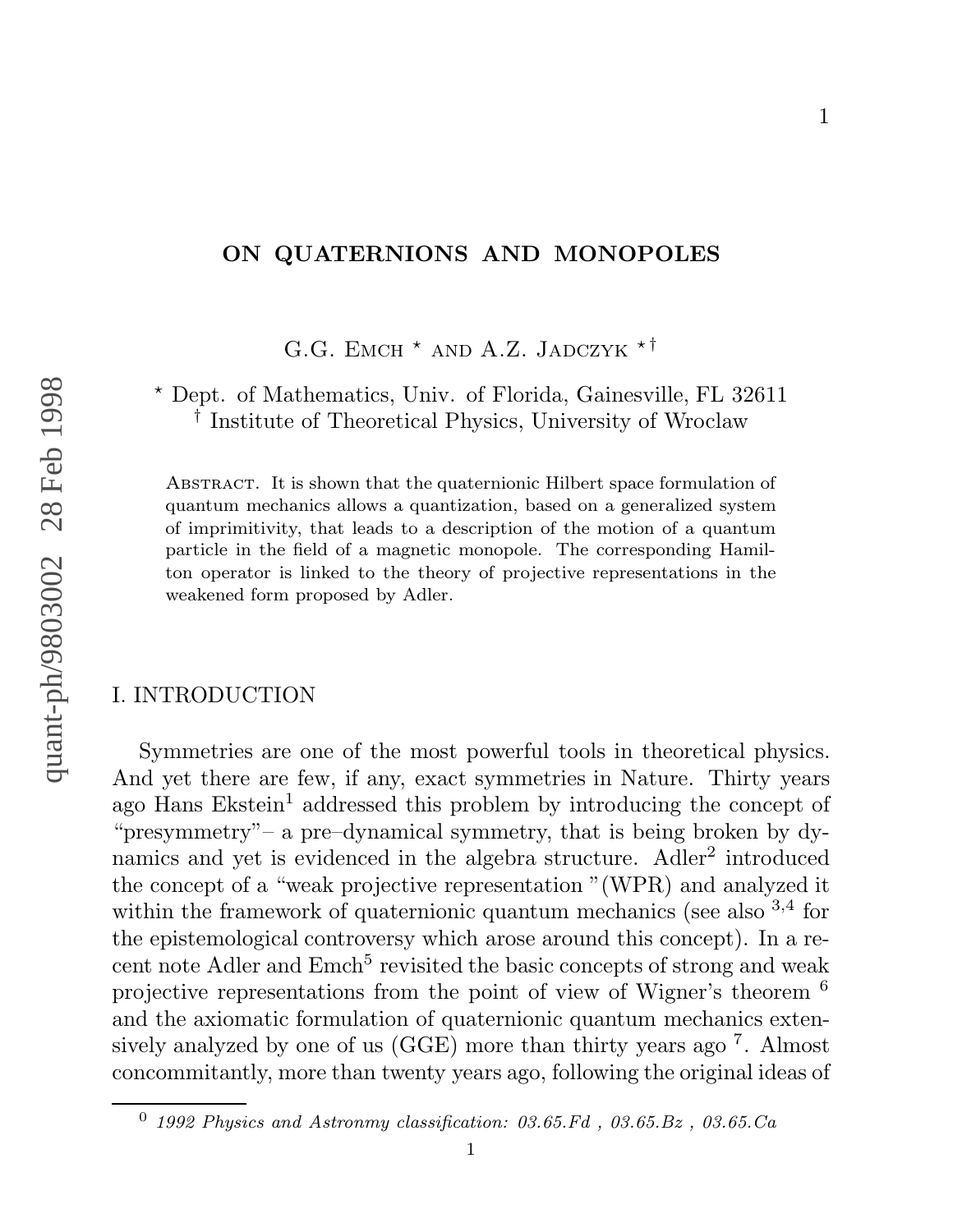# ON QUATERNIONS AND MONOPOLES

G.G. Emch [⋆] and A.Z. Jadczyk [⋆ †]

[⋆] Dept. of Mathematics, Univ. of Florida, Gainesville, FL 32611
[†] Institute of Theoretical Physics, University of Wroclaw

Abstract. It is shown that the quaternionic Hilbert space formulation of quantum mechanics allows a quantization, based on a generalized system of imprimitivity, that leads to a description of the motion of a quantum particle in the field of a magnetic monopole. The corresponding Hamilton operator is linked to the theory of projective representations in the weakened form proposed by Adler.

## I. INTRODUCTION

Symmetries are one of the most powerful tools in theoretical physics. And yet there are few, if any, exact symmetries in Nature. Thirty years ago Hans Ekstein[1] addressed this problem by introducing the concept of "presymmetry"– a pre–dynamical symmetry, that is being broken by dynamics and yet is evidenced in the algebra structure. Adler[2] introduced the concept of a "weak projective representation "(WPR) and analyzed it within the framework of quaternionic quantum mechanics (see also [3,4] for the epistemological controversy which arose around this concept). In a recent note Adler and Emch[5] revisited the basic concepts of strong and weak projective representations from the point of view of Wigner's theorem [6] and the axiomatic formulation of quaternionic quantum mechanics extensively analyzed by one of us (GGE) more than thirty years ago [7]. Almost concommitantly, more than twenty years ago, following the original ideas of

[0] *1992 Physics and Astronmy classification: 03.65.Fd , 03.65.Bz , 03.65.Ca*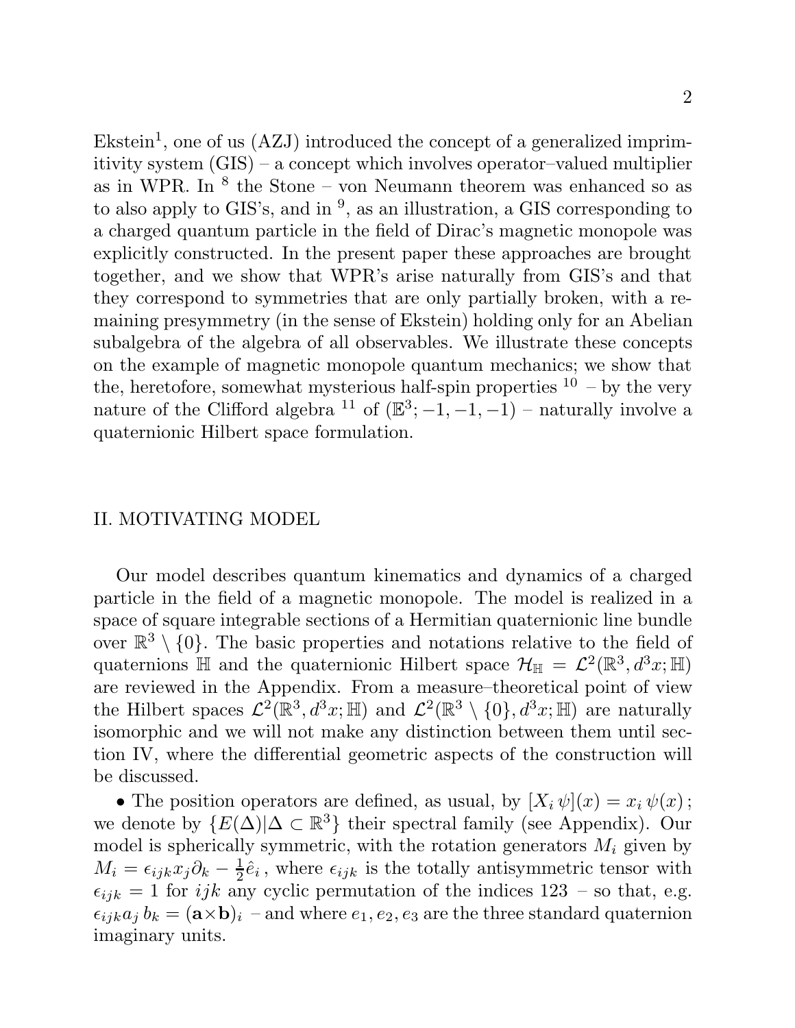Ekstein[1], one of us (AZJ) introduced the concept of a generalized imprimitivity system (GIS) – a concept which involves operator–valued multiplier as in WPR. In [8] the Stone – von Neumann theorem was enhanced so as to also apply to GIS's, and in [9], as an illustration, a GIS corresponding to a charged quantum particle in the field of Dirac's magnetic monopole was explicitly constructed. In the present paper these approaches are brought together, and we show that WPR's arise naturally from GIS's and that they correspond to symmetries that are only partially broken, with a remaining presymmetry (in the sense of Ekstein) holding only for an Abelian subalgebra of the algebra of all observables. We illustrate these concepts on the example of magnetic monopole quantum mechanics; we show that the, heretofore, somewhat mysterious half-spin properties [10] – by the very nature of the Clifford algebra [11] of $(\mathbb{E}^3; -1, -1, -1)$ – naturally involve a quaternionic Hilbert space formulation.

## II. MOTIVATING MODEL

Our model describes quantum kinematics and dynamics of a charged particle in the field of a magnetic monopole. The model is realized in a space of square integrable sections of a Hermitian quaternionic line bundle over $\mathbb{R}^3 \setminus \{0\}$. The basic properties and notations relative to the field of quaternions $\mathbb{H}$ and the quaternionic Hilbert space $\mathcal{H}_{\mathbb{H}} = \mathcal{L}^2(\mathbb{R}^3, d^3x; \mathbb{H})$ are reviewed in the Appendix. From a measure–theoretical point of view the Hilbert spaces $\mathcal{L}^2(\mathbb{R}^3, d^3x; \mathbb{H})$ and $\mathcal{L}^2(\mathbb{R}^3 \setminus \{0\}, d^3x; \mathbb{H})$ are naturally isomorphic and we will not make any distinction between them until section IV, where the differential geometric aspects of the construction will be discussed.

• The position operators are defined, as usual, by $[X_i\, \psi](x) = x_i\, \psi(x)$; we denote by $\{E(\Delta) | \Delta \subset \mathbb{R}^3\}$ their spectral family (see Appendix). Our model is spherically symmetric, with the rotation generators $M_i$ given by $M_i = \epsilon_{ijk} x_j \partial_k - \frac{1}{2}\hat{e}_i$, where $\epsilon_{ijk}$ is the totally antisymmetric tensor with $\epsilon_{ijk} = 1$ for $ijk$ any cyclic permutation of the indices 123 – so that, e.g. $\epsilon_{ijk} a_j\, b_k = (\mathbf{a} \times \mathbf{b})_i$ – and where $e_1, e_2, e_3$ are the three standard quaternion imaginary units.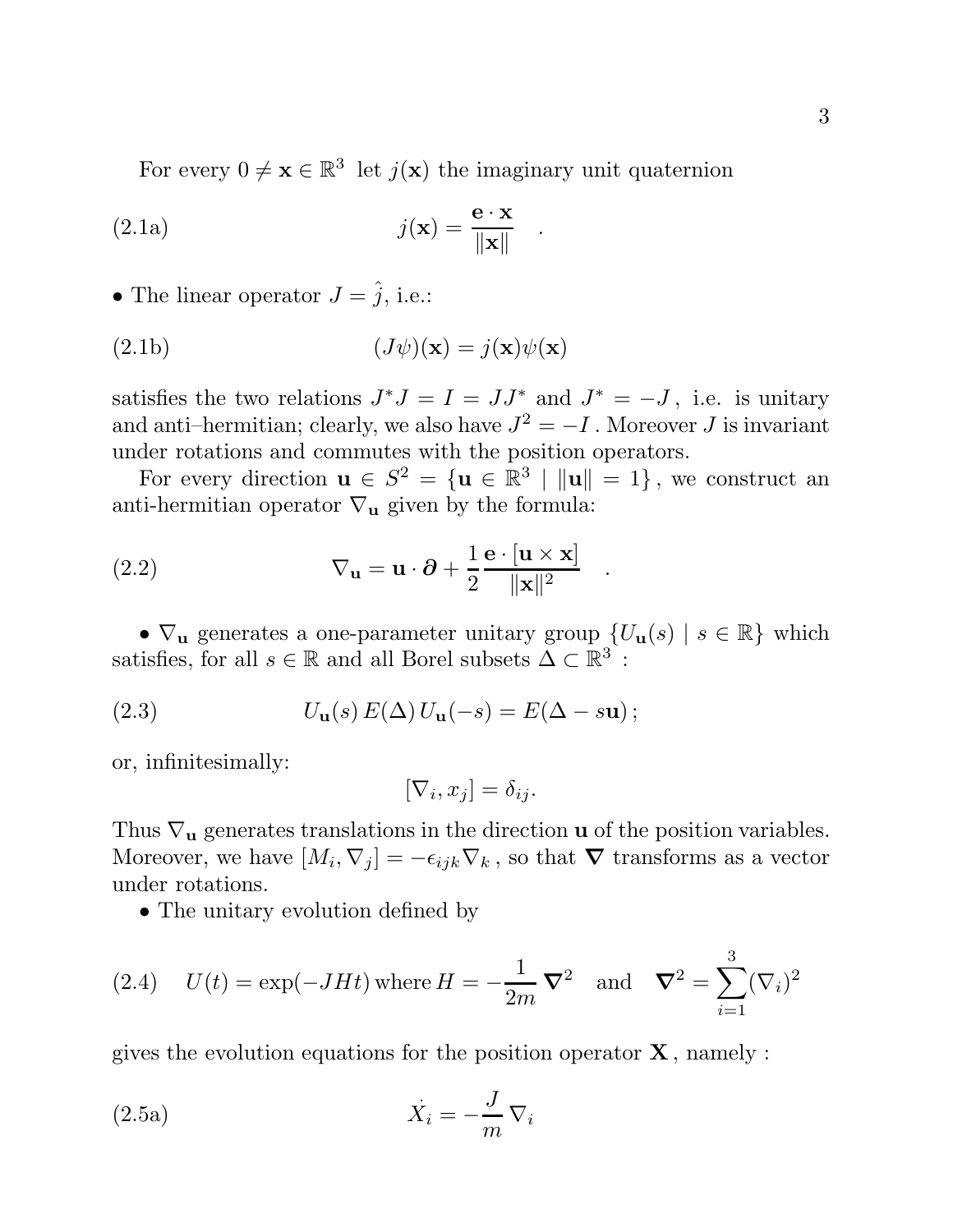For every $0 \neq \mathbf{x} \in \mathbb{R}^3$ let $j(\mathbf{x})$ the imaginary unit quaternion

$$j(\mathbf{x}) = \frac{\mathbf{e} \cdot \mathbf{x}}{\|\mathbf{x}\|} \quad . \tag{2.1a}$$

- The linear operator $J = \hat{j}$, i.e.:

$$(J\psi)(\mathbf{x}) = j(\mathbf{x})\psi(\mathbf{x}) \tag{2.1b}$$

satisfies the two relations $J^*J = I = JJ^*$ and $J^* = -J$, i.e. is unitary and anti–hermitian; clearly, we also have $J^2 = -I$. Moreover $J$ is invariant under rotations and commutes with the position operators.

For every direction $\mathbf{u} \in S^2 = \{\mathbf{u} \in \mathbb{R}^3 \mid \|\mathbf{u}\| = 1\}$, we construct an anti-hermitian operator $\nabla_{\mathbf{u}}$ given by the formula:

$$\nabla_{\mathbf{u}} = \mathbf{u} \cdot \boldsymbol{\partial} + \frac{1}{2} \frac{\mathbf{e} \cdot [\mathbf{u} \times \mathbf{x}]}{\|\mathbf{x}\|^2} \quad . \tag{2.2}$$

- $\nabla_{\mathbf{u}}$ generates a one-parameter unitary group $\{U_{\mathbf{u}}(s) \mid s \in \mathbb{R}\}$ which satisfies, for all $s \in \mathbb{R}$ and all Borel subsets $\Delta \subset \mathbb{R}^3$ :

$$U_{\mathbf{u}}(s)\, E(\Delta)\, U_{\mathbf{u}}(-s) = E(\Delta - s\mathbf{u})\,; \tag{2.3}$$

or, infinitesimally:

$$[\nabla_i, x_j] = \delta_{ij}.$$

Thus $\nabla_{\mathbf{u}}$ generates translations in the direction $\mathbf{u}$ of the position variables. Moreover, we have $[M_i, \nabla_j] = -\epsilon_{ijk}\nabla_k$, so that $\boldsymbol{\nabla}$ transforms as a vector under rotations.

- The unitary evolution defined by

$$U(t) = \exp(-JHt) \text{ where } H = -\frac{1}{2m}\, \boldsymbol{\nabla}^2 \quad \text{and} \quad \boldsymbol{\nabla}^2 = \sum_{i=1}^{3} (\nabla_i)^2 \tag{2.4}$$

gives the evolution equations for the position operator $\mathbf{X}$, namely :

$$\dot{X}_i = -\frac{J}{m}\, \nabla_i \tag{2.5a}$$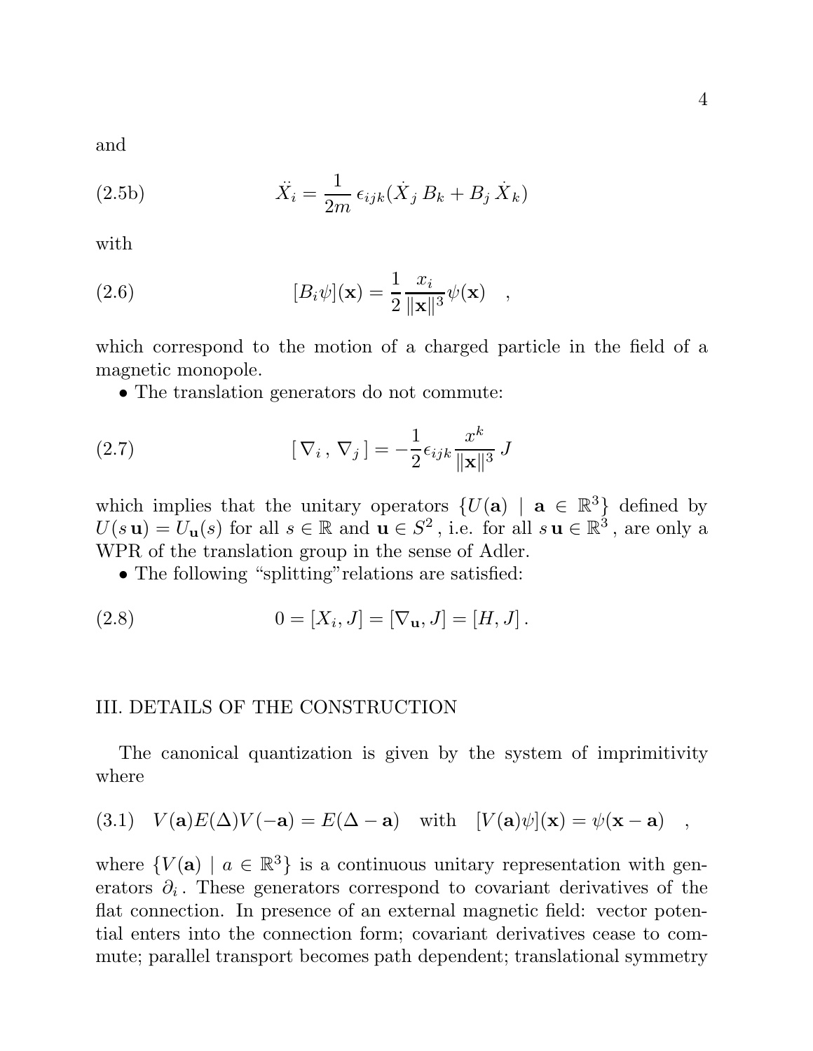and

$$\ddot{X}_i = \frac{1}{2m}\,\epsilon_{ijk}(\dot{X}_j\,B_k + B_j\,\dot{X}_k) \tag{2.5b}$$

with

$$[B_i\psi](\mathbf{x}) = \frac{1}{2}\frac{x_i}{\|\mathbf{x}\|^3}\psi(\mathbf{x}) \quad , \tag{2.6}$$

which correspond to the motion of a charged particle in the field of a magnetic monopole.

• The translation generators do not commute:

$$[\,\nabla_i\,,\,\nabla_j\,] = -\frac{1}{2}\epsilon_{ijk}\frac{x^k}{\|\mathbf{x}\|^3}\,J \tag{2.7}$$

which implies that the unitary operators $\{U(\mathbf{a}) \mid \mathbf{a} \in \mathbb{R}^3\}$ defined by $U(s\,\mathbf{u}) = U_{\mathbf{u}}(s)$ for all $s \in \mathbb{R}$ and $\mathbf{u} \in S^2$, i.e. for all $s\,\mathbf{u} \in \mathbb{R}^3$, are only a WPR of the translation group in the sense of Adler.

• The following "splitting" relations are satisfied:

$$0 = [X_i, J] = [\nabla_{\mathbf{u}}, J] = [H, J]\,. \tag{2.8}$$

## III. DETAILS OF THE CONSTRUCTION

The canonical quantization is given by the system of imprimitivity where

$$V(\mathbf{a})E(\Delta)V(-\mathbf{a}) = E(\Delta - \mathbf{a}) \quad \text{with} \quad [V(\mathbf{a})\psi](\mathbf{x}) = \psi(\mathbf{x} - \mathbf{a}) \quad , \tag{3.1}$$

where $\{V(\mathbf{a}) \mid a \in \mathbb{R}^3\}$ is a continuous unitary representation with generators $\partial_i$. These generators correspond to covariant derivatives of the flat connection. In presence of an external magnetic field: vector potential enters into the connection form; covariant derivatives cease to commute; parallel transport becomes path dependent; translational symmetry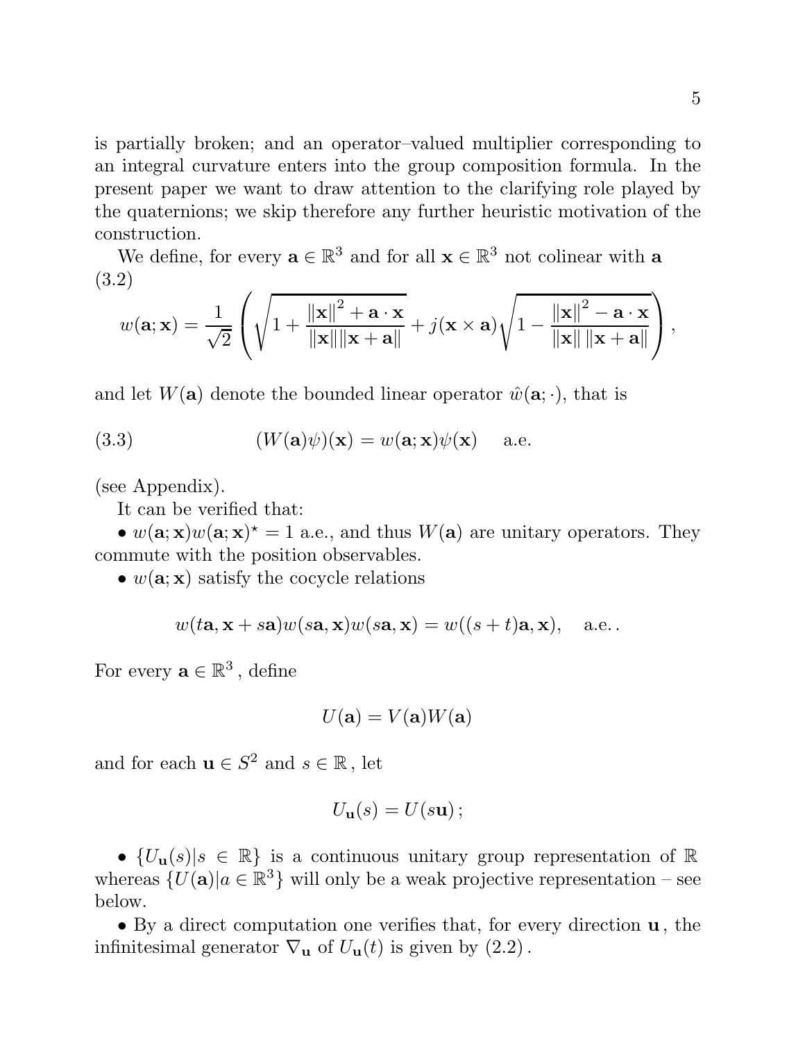is partially broken; and an operator–valued multiplier corresponding to an integral curvature enters into the group composition formula. In the present paper we want to draw attention to the clarifying role played by the quaternions; we skip therefore any further heuristic motivation of the construction.

We define, for every $\mathbf{a} \in \mathbb{R}^3$ and for all $\mathbf{x} \in \mathbb{R}^3$ not colinear with $\mathbf{a}$ (3.2)

$$w(\mathbf{a};\mathbf{x}) = \frac{1}{\sqrt{2}} \left( \sqrt{1 + \frac{\|\mathbf{x}\|^2 + \mathbf{a}\cdot\mathbf{x}}{\|\mathbf{x}\|\|\mathbf{x}+\mathbf{a}\|}} + j(\mathbf{x}\times\mathbf{a})\sqrt{1 - \frac{\|\mathbf{x}\|^2 - \mathbf{a}\cdot\mathbf{x}}{\|\mathbf{x}\|\,\|\mathbf{x}+\mathbf{a}\|}} \right),$$

and let $W(\mathbf{a})$ denote the bounded linear operator $\hat{w}(\mathbf{a};\cdot)$, that is

$$(W(\mathbf{a})\psi)(\mathbf{x}) = w(\mathbf{a};\mathbf{x})\psi(\mathbf{x}) \quad \text{a.e.} \tag{3.3}$$

(see Appendix).

It can be verified that:

• $w(\mathbf{a};\mathbf{x})w(\mathbf{a};\mathbf{x})^\star = 1$ a.e., and thus $W(\mathbf{a})$ are unitary operators. They commute with the position observables.

• $w(\mathbf{a};\mathbf{x})$ satisfy the cocycle relations

$$w(t\mathbf{a},\mathbf{x}+s\mathbf{a})w(s\mathbf{a},\mathbf{x})w(s\mathbf{a},\mathbf{x}) = w((s+t)\mathbf{a},\mathbf{x}), \quad \text{a.e.}.$$

For every $\mathbf{a} \in \mathbb{R}^3$, define

$$U(\mathbf{a}) = V(\mathbf{a})W(\mathbf{a})$$

and for each $\mathbf{u} \in S^2$ and $s \in \mathbb{R}$, let

$$U_{\mathbf{u}}(s) = U(s\mathbf{u})\,;$$

• $\{U_{\mathbf{u}}(s) | s \in \mathbb{R}\}$ is a continuous unitary group representation of $\mathbb{R}$ whereas $\{U(\mathbf{a}) | a \in \mathbb{R}^3\}$ will only be a weak projective representation – see below.

• By a direct computation one verifies that, for every direction $\mathbf{u}$, the infinitesimal generator $\nabla_{\mathbf{u}}$ of $U_{\mathbf{u}}(t)$ is given by (2.2).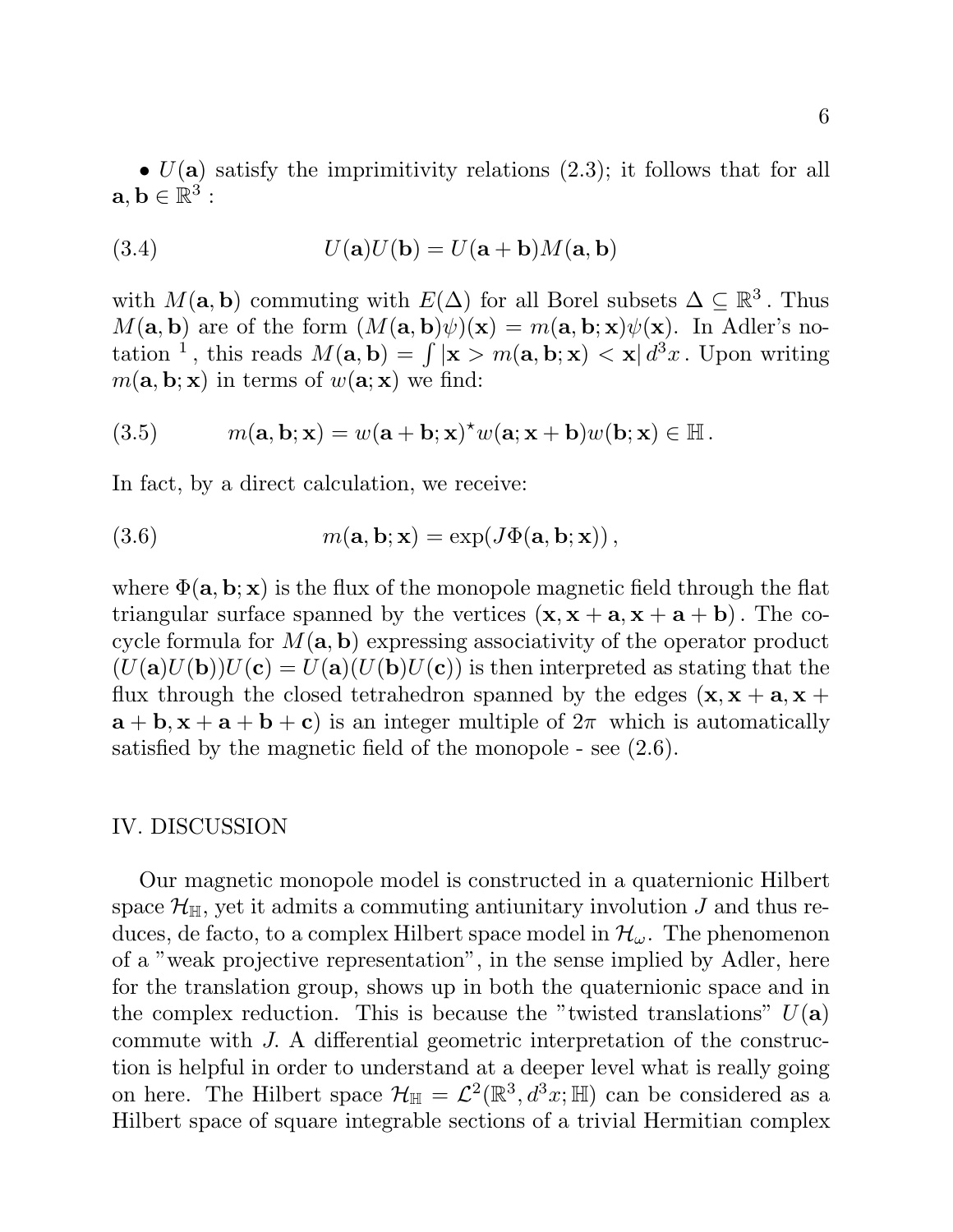• $U(\mathbf{a})$ satisfy the imprimitivity relations (2.3); it follows that for all $\mathbf{a}, \mathbf{b} \in \mathbb{R}^3$ :

$$
U(\mathbf{a})U(\mathbf{b}) = U(\mathbf{a}+\mathbf{b})M(\mathbf{a},\mathbf{b}) \tag{3.4}
$$

with $M(\mathbf{a},\mathbf{b})$ commuting with $E(\Delta)$ for all Borel subsets $\Delta \subseteq \mathbb{R}^3$. Thus $M(\mathbf{a},\mathbf{b})$ are of the form $(M(\mathbf{a},\mathbf{b})\psi)(\mathbf{x}) = m(\mathbf{a},\mathbf{b};\mathbf{x})\psi(\mathbf{x})$. In Adler's notation [1], this reads $M(\mathbf{a},\mathbf{b}) = \int |\mathbf{x} > m(\mathbf{a},\mathbf{b};\mathbf{x}) < \mathbf{x}|\, d^3x$. Upon writing $m(\mathbf{a},\mathbf{b};\mathbf{x})$ in terms of $w(\mathbf{a};\mathbf{x})$ we find:

$$
m(\mathbf{a},\mathbf{b};\mathbf{x}) = w(\mathbf{a}+\mathbf{b};\mathbf{x})^\star w(\mathbf{a};\mathbf{x}+\mathbf{b})w(\mathbf{b};\mathbf{x}) \in \mathbb{H}\,. \tag{3.5}
$$

In fact, by a direct calculation, we receive:

$$
m(\mathbf{a},\mathbf{b};\mathbf{x}) = \exp(J\Phi(\mathbf{a},\mathbf{b};\mathbf{x}))\,, \tag{3.6}
$$

where $\Phi(\mathbf{a},\mathbf{b};\mathbf{x})$ is the flux of the monopole magnetic field through the flat triangular surface spanned by the vertices $(\mathbf{x}, \mathbf{x}+\mathbf{a}, \mathbf{x}+\mathbf{a}+\mathbf{b})$. The cocycle formula for $M(\mathbf{a},\mathbf{b})$ expressing associativity of the operator product $(U(\mathbf{a})U(\mathbf{b}))U(\mathbf{c}) = U(\mathbf{a})(U(\mathbf{b})U(\mathbf{c}))$ is then interpreted as stating that the flux through the closed tetrahedron spanned by the edges $(\mathbf{x}, \mathbf{x}+\mathbf{a}, \mathbf{x}+\mathbf{a}+\mathbf{b}, \mathbf{x}+\mathbf{a}+\mathbf{b}+\mathbf{c})$ is an integer multiple of $2\pi$ which is automatically satisfied by the magnetic field of the monopole - see (2.6).

## IV. DISCUSSION

Our magnetic monopole model is constructed in a quaternionic Hilbert space $\mathcal{H}_{\mathbb{H}}$, yet it admits a commuting antiunitary involution $J$ and thus reduces, de facto, to a complex Hilbert space model in $\mathcal{H}_\omega$. The phenomenon of a "weak projective representation", in the sense implied by Adler, here for the translation group, shows up in both the quaternionic space and in the complex reduction. This is because the "twisted translations" $U(\mathbf{a})$ commute with $J$. A differential geometric interpretation of the construction is helpful in order to understand at a deeper level what is really going on here. The Hilbert space $\mathcal{H}_{\mathbb{H}} = \mathcal{L}^2(\mathbb{R}^3, d^3x; \mathbb{H})$ can be considered as a Hilbert space of square integrable sections of a trivial Hermitian complex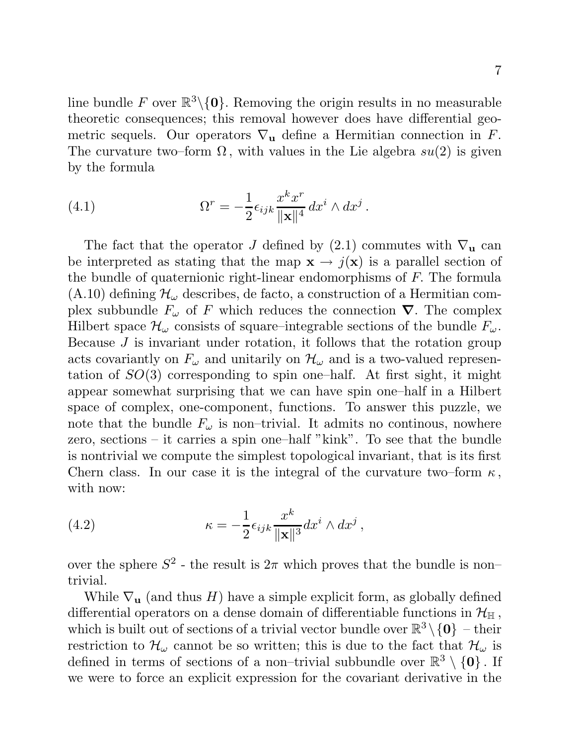line bundle $F$ over $\mathbb{R}^3\backslash\{\mathbf{0}\}$. Removing the origin results in no measurable theoretic consequences; this removal however does have differential geometric sequels. Our operators $\nabla_{\mathbf{u}}$ define a Hermitian connection in $F$. The curvature two–form $\Omega$, with values in the Lie algebra $su(2)$ is given by the formula

$$\Omega^r = -\frac{1}{2}\epsilon_{ijk}\frac{x^k x^r}{\|\mathbf{x}\|^4}\,dx^i \wedge dx^j\,. \tag{4.1}$$

The fact that the operator $J$ defined by (2.1) commutes with $\nabla_{\mathbf{u}}$ can be interpreted as stating that the map $\mathbf{x} \to j(\mathbf{x})$ is a parallel section of the bundle of quaternionic right-linear endomorphisms of $F$. The formula (A.10) defining $\mathcal{H}_\omega$ describes, de facto, a construction of a Hermitian complex subbundle $F_\omega$ of $F$ which reduces the connection $\boldsymbol{\nabla}$. The complex Hilbert space $\mathcal{H}_\omega$ consists of square–integrable sections of the bundle $F_\omega$. Because $J$ is invariant under rotation, it follows that the rotation group acts covariantly on $F_\omega$ and unitarily on $\mathcal{H}_\omega$ and is a two-valued representation of $SO(3)$ corresponding to spin one–half. At first sight, it might appear somewhat surprising that we can have spin one–half in a Hilbert space of complex, one-component, functions. To answer this puzzle, we note that the bundle $F_\omega$ is non–trivial. It admits no continous, nowhere zero, sections – it carries a spin one–half "kink". To see that the bundle is nontrivial we compute the simplest topological invariant, that is its first Chern class. In our case it is the integral of the curvature two–form $\kappa$, with now:

$$\kappa = -\frac{1}{2}\epsilon_{ijk}\frac{x^k}{\|\mathbf{x}\|^3}dx^i \wedge dx^j\,, \tag{4.2}$$

over the sphere $S^2$ - the result is $2\pi$ which proves that the bundle is non–trivial.

While $\nabla_{\mathbf{u}}$ (and thus $H$) have a simple explicit form, as globally defined differential operators on a dense domain of differentiable functions in $\mathcal{H}_{\mathbb{H}}$, which is built out of sections of a trivial vector bundle over $\mathbb{R}^3\setminus\{\mathbf{0}\}$ – their restriction to $\mathcal{H}_\omega$ cannot be so written; this is due to the fact that $\mathcal{H}_\omega$ is defined in terms of sections of a non–trivial subbundle over $\mathbb{R}^3 \setminus \{\mathbf{0}\}$. If we were to force an explicit expression for the covariant derivative in the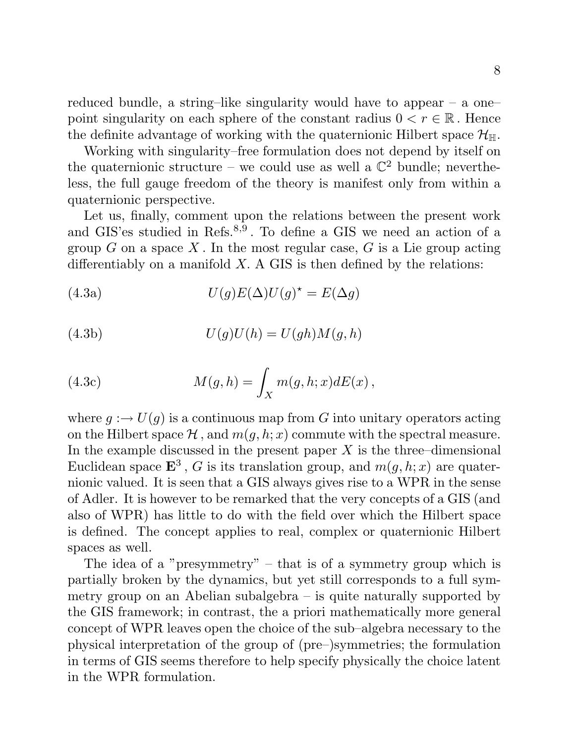reduced bundle, a string–like singularity would have to appear – a one–point singularity on each sphere of the constant radius $0 < r \in \mathbb{R}$. Hence the definite advantage of working with the quaternionic Hilbert space $\mathcal{H}_{\mathbb{H}}$.

Working with singularity–free formulation does not depend by itself on the quaternionic structure – we could use as well a $\mathbb{C}^2$ bundle; nevertheless, the full gauge freedom of the theory is manifest only from within a quaternionic perspective.

Let us, finally, comment upon the relations between the present work and GIS'es studied in Refs.[8,9]. To define a GIS we need an action of a group $G$ on a space $X$. In the most regular case, $G$ is a Lie group acting differentiably on a manifold $X$. A GIS is then defined by the relations:

$$U(g)E(\Delta)U(g)^{\star} = E(\Delta g) \tag{4.3a}$$

$$U(g)U(h) = U(gh)M(g,h) \tag{4.3b}$$

$$M(g,h) = \int_X m(g,h;x)dE(x)\,, \tag{4.3c}$$

where $g :\to U(g)$ is a continuous map from $G$ into unitary operators acting on the Hilbert space $\mathcal{H}$, and $m(g,h;x)$ commute with the spectral measure. In the example discussed in the present paper $X$ is the three–dimensional Euclidean space $\mathbf{E}^3$, $G$ is its translation group, and $m(g,h;x)$ are quaternionic valued. It is seen that a GIS always gives rise to a WPR in the sense of Adler. It is however to be remarked that the very concepts of a GIS (and also of WPR) has little to do with the field over which the Hilbert space is defined. The concept applies to real, complex or quaternionic Hilbert spaces as well.

The idea of a "presymmetry" – that is of a symmetry group which is partially broken by the dynamics, but yet still corresponds to a full symmetry group on an Abelian subalgebra – is quite naturally supported by the GIS framework; in contrast, the a priori mathematically more general concept of WPR leaves open the choice of the sub–algebra necessary to the physical interpretation of the group of (pre–)symmetries; the formulation in terms of GIS seems therefore to help specify physically the choice latent in the WPR formulation.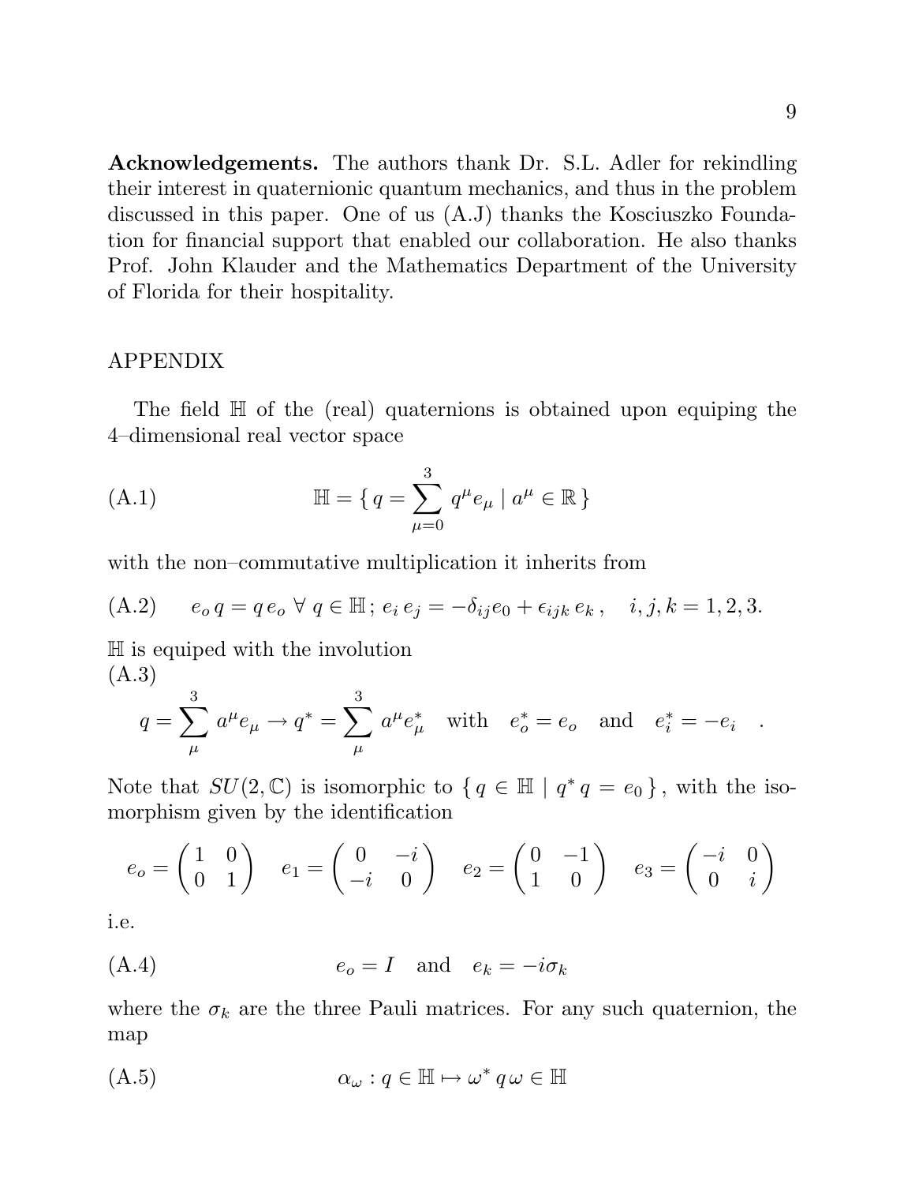**Acknowledgements.** The authors thank Dr. S.L. Adler for rekindling their interest in quaternionic quantum mechanics, and thus in the problem discussed in this paper. One of us (A.J) thanks the Kosciuszko Foundation for financial support that enabled our collaboration. He also thanks Prof. John Klauder and the Mathematics Department of the University of Florida for their hospitality.

## APPENDIX

The field $\mathbb{H}$ of the (real) quaternions is obtained upon equiping the 4–dimensional real vector space

$$\text{(A.1)} \qquad \mathbb{H} = \{ \, q = \sum_{\mu=0}^{3} q^\mu e_\mu \mid a^\mu \in \mathbb{R} \, \}$$

with the non–commutative multiplication it inherits from

$$\text{(A.2)} \qquad e_o \, q = q \, e_o \; \forall \; q \in \mathbb{H} \, ; \; e_i \, e_j = -\delta_{ij} e_0 + \epsilon_{ijk} \, e_k \, , \quad i, j, k = 1, 2, 3.$$

$\mathbb{H}$ is equiped with the involution
(A.3)

$$q = \sum_{\mu}^{3} a^\mu e_\mu \to q^* = \sum_{\mu}^{3} a^\mu e_\mu^* \quad \text{with} \quad e_o^* = e_o \quad \text{and} \quad e_i^* = -e_i \quad .$$

Note that $SU(2, \mathbb{C})$ is isomorphic to $\{ \, q \in \mathbb{H} \mid q^* \, q = e_0 \, \}$, with the isomorphism given by the identification

$$e_o = \begin{pmatrix} 1 & 0 \\ 0 & 1 \end{pmatrix} \quad e_1 = \begin{pmatrix} 0 & -i \\ -i & 0 \end{pmatrix} \quad e_2 = \begin{pmatrix} 0 & -1 \\ 1 & 0 \end{pmatrix} \quad e_3 = \begin{pmatrix} -i & 0 \\ 0 & i \end{pmatrix}$$

i.e.

$$\text{(A.4)} \qquad e_o = I \quad \text{and} \quad e_k = -i\sigma_k$$

where the $\sigma_k$ are the three Pauli matrices. For any such quaternion, the map

$$\text{(A.5)} \qquad \alpha_\omega : q \in \mathbb{H} \mapsto \omega^* \, q \, \omega \in \mathbb{H}$$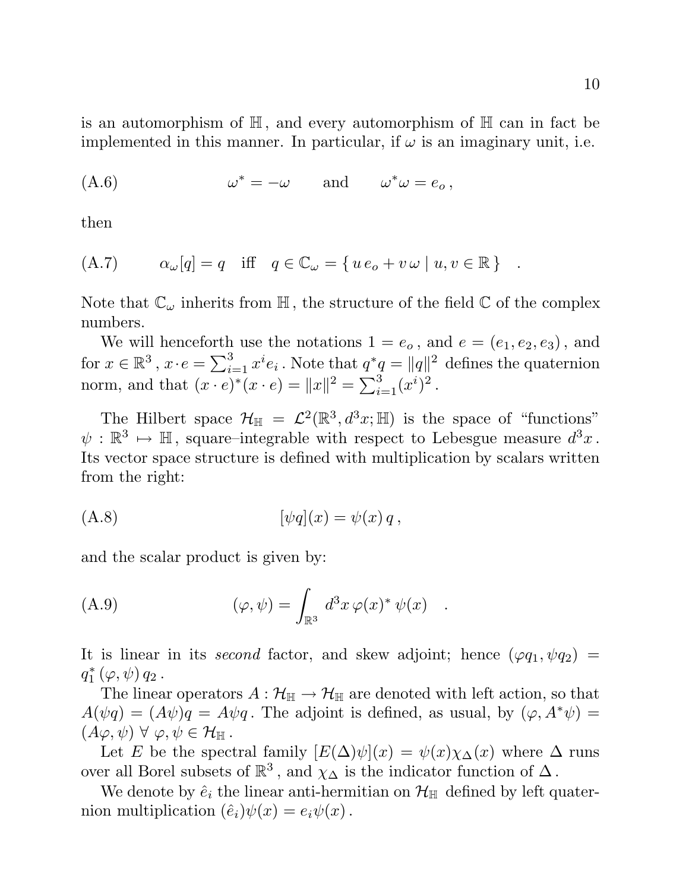is an automorphism of $\mathbb{H}$, and every automorphism of $\mathbb{H}$ can in fact be implemented in this manner. In particular, if $\omega$ is an imaginary unit, i.e.

$$\text{(A.6)} \qquad \omega^* = -\omega \qquad \text{and} \qquad \omega^*\omega = e_o \,,$$

then

$$\text{(A.7)} \qquad \alpha_\omega[q] = q \quad \text{iff} \quad q \in \mathbb{C}_\omega = \{\, u\, e_o + v\, \omega \mid u, v \in \mathbb{R} \,\} \quad .$$

Note that $\mathbb{C}_\omega$ inherits from $\mathbb{H}$, the structure of the field $\mathbb{C}$ of the complex numbers.

We will henceforth use the notations $1 = e_o$, and $e = (e_1, e_2, e_3)$, and for $x \in \mathbb{R}^3$, $x \cdot e = \sum_{i=1}^{3} x^i e_i$. Note that $q^* q = \|q\|^2$ defines the quaternion norm, and that $(x \cdot e)^*(x \cdot e) = \|x\|^2 = \sum_{i=1}^{3} (x^i)^2$.

The Hilbert space $\mathcal{H}_{\mathbb{H}} = \mathcal{L}^2(\mathbb{R}^3, d^3x; \mathbb{H})$ is the space of "functions" $\psi : \mathbb{R}^3 \mapsto \mathbb{H}$, square–integrable with respect to Lebesgue measure $d^3x$. Its vector space structure is defined with multiplication by scalars written from the right:

$$\text{(A.8)} \qquad [\psi q](x) = \psi(x)\, q \,,$$

and the scalar product is given by:

$$\text{(A.9)} \qquad (\varphi, \psi) = \int_{\mathbb{R}^3} d^3x \, \varphi(x)^* \, \psi(x) \quad .$$

It is linear in its *second* factor, and skew adjoint; hence $(\varphi q_1, \psi q_2) = q_1^* \, (\varphi, \psi) \, q_2$.

The linear operators $A : \mathcal{H}_{\mathbb{H}} \to \mathcal{H}_{\mathbb{H}}$ are denoted with left action, so that $A(\psi q) = (A\psi) q = A\psi q$. The adjoint is defined, as usual, by $(\varphi, A^*\psi) = (A\varphi, \psi) \; \forall \; \varphi, \psi \in \mathcal{H}_{\mathbb{H}}$.

Let $E$ be the spectral family $[E(\Delta)\psi](x) = \psi(x)\chi_\Delta(x)$ where $\Delta$ runs over all Borel subsets of $\mathbb{R}^3$, and $\chi_\Delta$ is the indicator function of $\Delta$.

We denote by $\hat{e}_i$ the linear anti-hermitian on $\mathcal{H}_{\mathbb{H}}$ defined by left quaternion multiplication $(\hat{e}_i)\psi(x) = e_i \psi(x)$.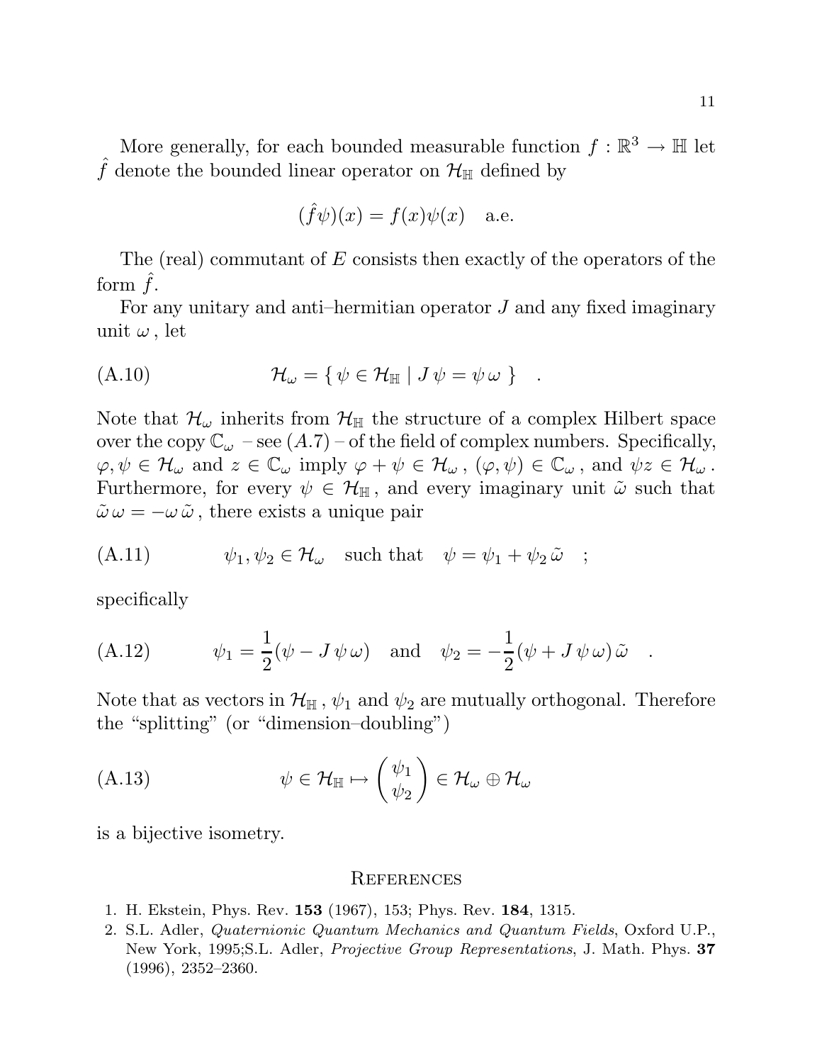More generally, for each bounded measurable function $f : \mathbb{R}^3 \to \mathbb{H}$ let $\hat{f}$ denote the bounded linear operator on $\mathcal{H}_{\mathbb{H}}$ defined by

$$(\hat{f}\psi)(x) = f(x)\psi(x) \quad \text{a.e.}$$

The (real) commutant of $E$ consists then exactly of the operators of the form $\hat{f}$.

For any unitary and anti–hermitian operator $J$ and any fixed imaginary unit $\omega$, let

$$\text{(A.10)} \qquad \mathcal{H}_\omega = \{ \, \psi \in \mathcal{H}_{\mathbb{H}} \mid J\,\psi = \psi\,\omega \, \} \quad .$$

Note that $\mathcal{H}_\omega$ inherits from $\mathcal{H}_{\mathbb{H}}$ the structure of a complex Hilbert space over the copy $\mathbb{C}_\omega$ – see $(A.7)$ – of the field of complex numbers. Specifically, $\varphi, \psi \in \mathcal{H}_\omega$ and $z \in \mathbb{C}_\omega$ imply $\varphi + \psi \in \mathcal{H}_\omega$, $(\varphi, \psi) \in \mathbb{C}_\omega$, and $\psi z \in \mathcal{H}_\omega$. Furthermore, for every $\psi \in \mathcal{H}_{\mathbb{H}}$, and every imaginary unit $\tilde{\omega}$ such that $\tilde{\omega}\,\omega = -\omega\,\tilde{\omega}$, there exists a unique pair

$$\text{(A.11)} \qquad \psi_1, \psi_2 \in \mathcal{H}_\omega \quad \text{such that} \quad \psi = \psi_1 + \psi_2\,\tilde{\omega} \quad ;$$

specifically

$$\text{(A.12)} \qquad \psi_1 = \frac{1}{2}(\psi - J\,\psi\,\omega) \quad \text{and} \quad \psi_2 = -\frac{1}{2}(\psi + J\,\psi\,\omega)\,\tilde{\omega} \quad .$$

Note that as vectors in $\mathcal{H}_{\mathbb{H}}$, $\psi_1$ and $\psi_2$ are mutually orthogonal. Therefore the "splitting" (or "dimension–doubling")

$$\text{(A.13)} \qquad \psi \in \mathcal{H}_{\mathbb{H}} \mapsto \begin{pmatrix} \psi_1 \\ \psi_2 \end{pmatrix} \in \mathcal{H}_\omega \oplus \mathcal{H}_\omega$$

is a bijective isometry.

## References

1. H. Ekstein, Phys. Rev. **153** (1967), 153; Phys. Rev. **184**, 1315.
2. S.L. Adler, *Quaternionic Quantum Mechanics and Quantum Fields*, Oxford U.P., New York, 1995;S.L. Adler, *Projective Group Representations*, J. Math. Phys. **37** (1996), 2352–2360.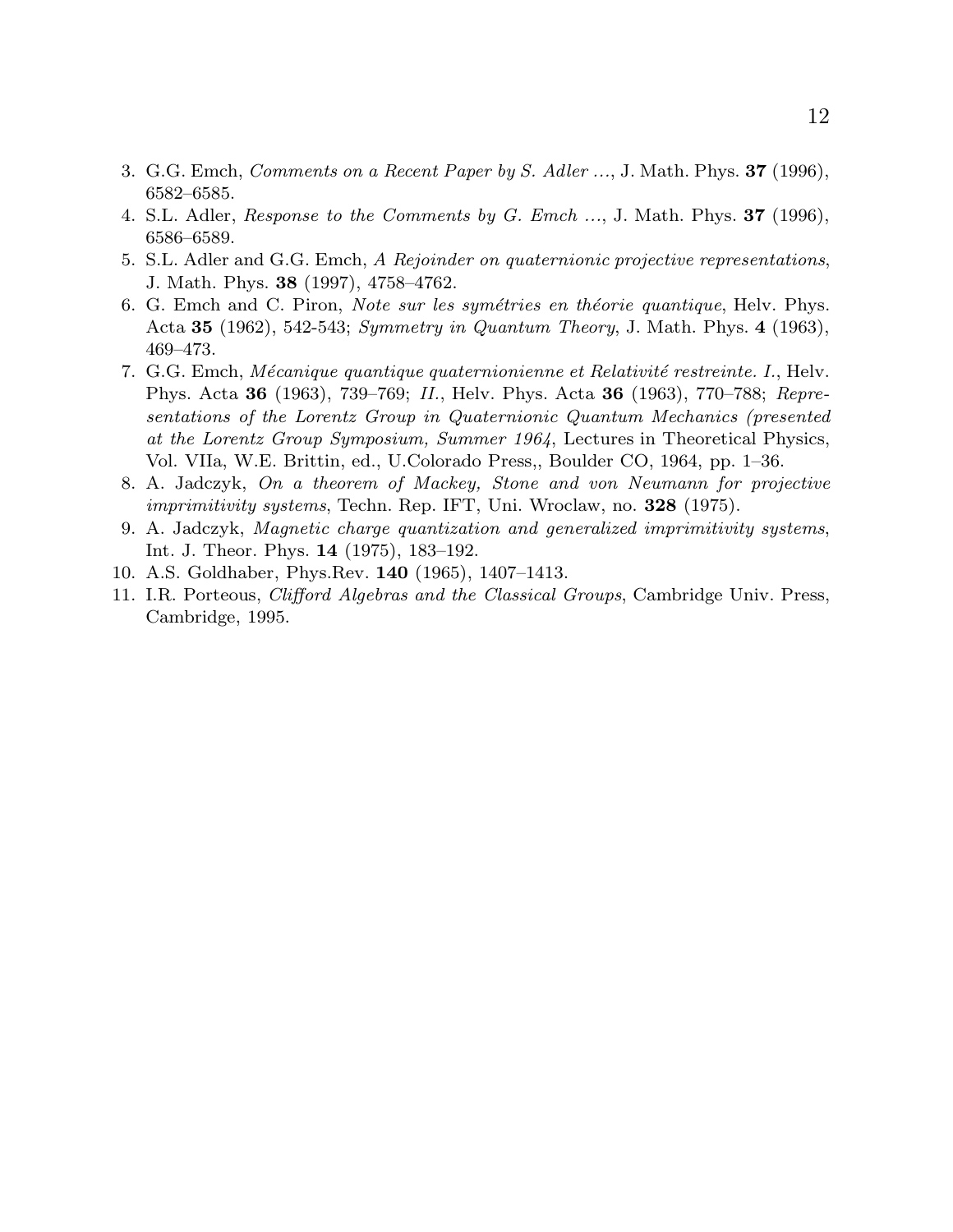3. G.G. Emch, *Comments on a Recent Paper by S. Adler ...*, J. Math. Phys. **37** (1996), 6582–6585.
4. S.L. Adler, *Response to the Comments by G. Emch ...*, J. Math. Phys. **37** (1996), 6586–6589.
5. S.L. Adler and G.G. Emch, *A Rejoinder on quaternionic projective representations*, J. Math. Phys. **38** (1997), 4758–4762.
6. G. Emch and C. Piron, *Note sur les symétries en théorie quantique*, Helv. Phys. Acta **35** (1962), 542-543; *Symmetry in Quantum Theory*, J. Math. Phys. **4** (1963), 469–473.
7. G.G. Emch, *Mécanique quantique quaternionienne et Relativité restreinte. I.*, Helv. Phys. Acta **36** (1963), 739–769; *II.*, Helv. Phys. Acta **36** (1963), 770–788; *Representations of the Lorentz Group in Quaternionic Quantum Mechanics (presented at the Lorentz Group Symposium, Summer 1964*, Lectures in Theoretical Physics, Vol. VIIa, W.E. Brittin, ed., U.Colorado Press,, Boulder CO, 1964, pp. 1–36.
8. A. Jadczyk, *On a theorem of Mackey, Stone and von Neumann for projective imprimitivity systems*, Techn. Rep. IFT, Uni. Wroclaw, no. **328** (1975).
9. A. Jadczyk, *Magnetic charge quantization and generalized imprimitivity systems*, Int. J. Theor. Phys. **14** (1975), 183–192.
10. A.S. Goldhaber, Phys.Rev. **140** (1965), 1407–1413.
11. I.R. Porteous, *Clifford Algebras and the Classical Groups*, Cambridge Univ. Press, Cambridge, 1995.